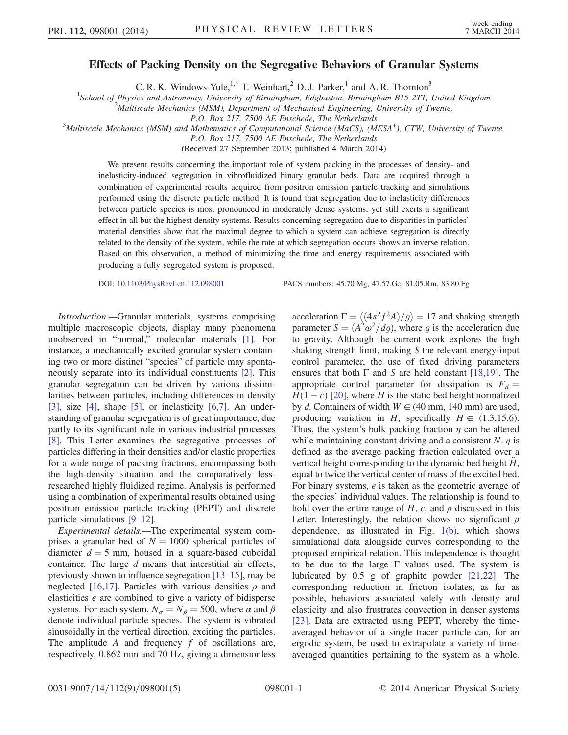# Effects of Packing Density on the Segregative Behaviors of Granular Systems

C. R. K. Windows-Yule,[1,*] T. Weinhart,[2] D. J. Parker,[1] and A. R. Thornton[3]

[1]School of Physics and Astronomy, University of Birmingham, Edgbaston, Birmingham B15 2TT, United Kingdom
[2]Multiscale Mechanics (MSM), Department of Mechanical Engineering, University of Twente, P.O. Box 217, 7500 AE Enschede, The Netherlands
[3]Multiscale Mechanics (MSM) and Mathematics of Computational Science (MaCS), (MESA+), CTW, University of Twente, P.O. Box 217, 7500 AE Enschede, The Netherlands

(Received 27 September 2013; published 4 March 2014)

We present results concerning the important role of system packing in the processes of density- and inelasticity-induced segregation in vibrofluidized binary granular beds. Data are acquired through a combination of experimental results acquired from positron emission particle tracking and simulations performed using the discrete particle method. It is found that segregation due to inelasticity differences between particle species is most pronounced in moderately dense systems, yet still exerts a significant effect in all but the highest density systems. Results concerning segregation due to disparities in particles' material densities show that the maximal degree to which a system can achieve segregation is directly related to the density of the system, while the rate at which segregation occurs shows an inverse relation. Based on this observation, a method of minimizing the time and energy requirements associated with producing a fully segregated system is proposed.

DOI: 10.1103/PhysRevLett.112.098001 PACS numbers: 45.70.Mg, 47.57.Gc, 81.05.Rm, 83.80.Fg

*Introduction.*—Granular materials, systems comprising multiple macroscopic objects, display many phenomena unobserved in "normal," molecular materials [1]. For instance, a mechanically excited granular system containing two or more distinct "species" of particle may spontaneously separate into its individual constituents [2]. This granular segregation can be driven by various dissimilarities between particles, including differences in density [3], size [4], shape [5], or inelasticity [6,7]. An understanding of granular segregation is of great importance, due partly to its significant role in various industrial processes [8]. This Letter examines the segregative processes of particles differing in their densities and/or elastic properties for a wide range of packing fractions, encompassing both the high-density situation and the comparatively less-researched highly fluidized regime. Analysis is performed using a combination of experimental results obtained using positron emission particle tracking (PEPT) and discrete particle simulations [9–12].

*Experimental details.*—The experimental system comprises a granular bed of $N = 1000$ spherical particles of diameter $d = 5$ mm, housed in a square-based cuboidal container. The large $d$ means that interstitial air effects, previously shown to influence segregation [13–15], may be neglected [16,17]. Particles with various densities $\rho$ and elasticities $\epsilon$ are combined to give a variety of bidisperse systems. For each system, $N_\alpha = N_\beta = 500$, where $\alpha$ and $\beta$ denote individual particle species. The system is vibrated sinusoidally in the vertical direction, exciting the particles. The amplitude $A$ and frequency $f$ of oscillations are, respectively, 0.862 mm and 70 Hz, giving a dimensionless acceleration $\Gamma = ((4\pi^2 f^2 A)/g) = 17$ and shaking strength parameter $S = (A^2\omega^2/dg)$, where $g$ is the acceleration due to gravity. Although the current work explores the high shaking strength limit, making $S$ the relevant energy-input control parameter, the use of fixed driving parameters ensures that both $\Gamma$ and $S$ are held constant [18,19]. The appropriate control parameter for dissipation is $F_d = H(1-\epsilon)$ [20], where $H$ is the static bed height normalized by $d$. Containers of width $W \in (40\text{ mm}, 140\text{ mm})$ are used, producing variation in $H$, specifically $H \in (1.3, 15.6)$. Thus, the system's bulk packing fraction $\eta$ can be altered while maintaining constant driving and a consistent $N$. $\eta$ is defined as the average packing fraction calculated over a vertical height corresponding to the dynamic bed height $\tilde{H}$, equal to twice the vertical center of mass of the excited bed. For binary systems, $\epsilon$ is taken as the geometric average of the species' individual values. The relationship is found to hold over the entire range of $H$, $\epsilon$, and $\rho$ discussed in this Letter. Interestingly, the relation shows no significant $\rho$ dependence, as illustrated in Fig. 1(b), which shows simulational data alongside curves corresponding to the proposed empirical relation. This independence is thought to be due to the large $\Gamma$ values used. The system is lubricated by 0.5 g of graphite powder [21,22]. The corresponding reduction in friction isolates, as far as possible, behaviors associated solely with density and elasticity and also frustrates convection in denser systems [23]. Data are extracted using PEPT, whereby the time-averaged behavior of a single tracer particle can, for an ergodic system, be used to extrapolate a variety of time-averaged quantities pertaining to the system as a whole.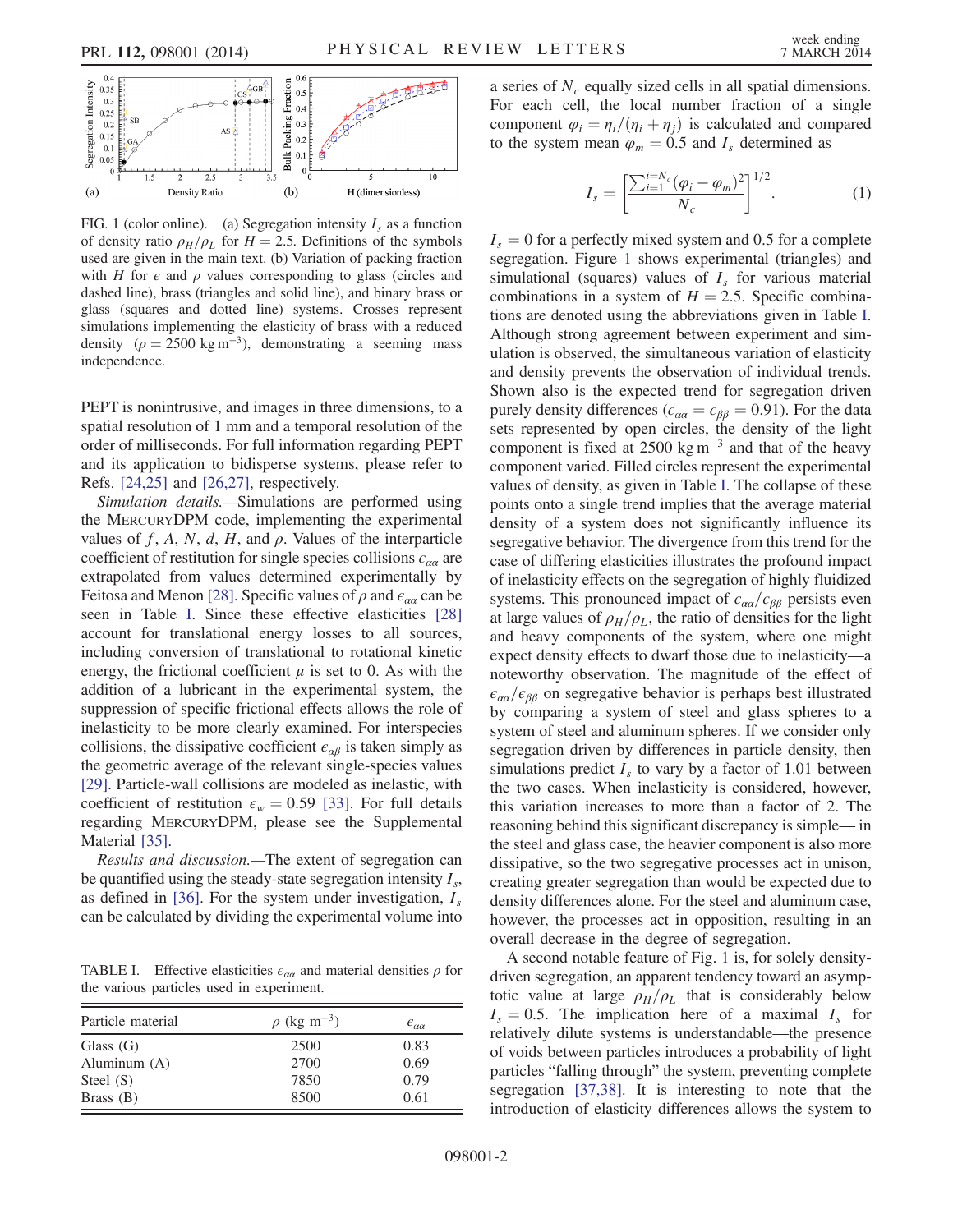FIG. 1 (color online). (a) Segregation intensity $I_s$ as a function of density ratio $\rho_H/\rho_L$ for $H = 2.5$. Definitions of the symbols used are given in the main text. (b) Variation of packing fraction with $H$ for $\epsilon$ and $\rho$ values corresponding to glass (circles and dashed line), brass (triangles and solid line), and binary brass or glass (squares and dotted line) systems. Crosses represent simulations implementing the elasticity of brass with a reduced density ($\rho = 2500\ \mathrm{kg\,m^{-3}}$), demonstrating a seeming mass independence.

PEPT is nonintrusive, and images in three dimensions, to a spatial resolution of 1 mm and a temporal resolution of the order of milliseconds. For full information regarding PEPT and its application to bidisperse systems, please refer to Refs. [24,25] and [26,27], respectively.

*Simulation details.*—Simulations are performed using the MercuryDPM code, implementing the experimental values of $f$, $A$, $N$, $d$, $H$, and $\rho$. Values of the interparticle coefficient of restitution for single species collisions $\epsilon_{\alpha\alpha}$ are extrapolated from values determined experimentally by Feitosa and Menon [28]. Specific values of $\rho$ and $\epsilon_{\alpha\alpha}$ can be seen in Table I. Since these effective elasticities [28] account for translational energy losses to all sources, including conversion of translational to rotational kinetic energy, the frictional coefficient $\mu$ is set to 0. As with the addition of a lubricant in the experimental system, the suppression of specific frictional effects allows the role of inelasticity to be more clearly examined. For interspecies collisions, the dissipative coefficient $\epsilon_{\alpha\beta}$ is taken simply as the geometric average of the relevant single-species values [29]. Particle-wall collisions are modeled as inelastic, with coefficient of restitution $\epsilon_w = 0.59$ [33]. For full details regarding MercuryDPM, please see the Supplemental Material [35].

*Results and discussion.*—The extent of segregation can be quantified using the steady-state segregation intensity $I_s$, as defined in [36]. For the system under investigation, $I_s$ can be calculated by dividing the experimental volume into a series of $N_c$ equally sized cells in all spatial dimensions. For each cell, the local number fraction of a single component $\varphi_i = \eta_i/(\eta_i + \eta_j)$ is calculated and compared to the system mean $\varphi_m = 0.5$ and $I_s$ determined as

$$I_s = \left[\frac{\sum_{i=1}^{i=N_c}(\varphi_i - \varphi_m)^2}{N_c}\right]^{1/2}. \tag{1}$$

TABLE I. Effective elasticities $\epsilon_{\alpha\alpha}$ and material densities $\rho$ for the various particles used in experiment.

| Particle material | $\rho$ (kg m$^{-3}$) | $\epsilon_{\alpha\alpha}$ |
|---|---|---|
| Glass (G) | 2500 | 0.83 |
| Aluminum (A) | 2700 | 0.69 |
| Steel (S) | 7850 | 0.79 |
| Brass (B) | 8500 | 0.61 |

$I_s = 0$ for a perfectly mixed system and 0.5 for a complete segregation. Figure 1 shows experimental (triangles) and simulational (squares) values of $I_s$ for various material combinations in a system of $H = 2.5$. Specific combinations are denoted using the abbreviations given in Table I. Although strong agreement between experiment and simulation is observed, the simultaneous variation of elasticity and density prevents the observation of individual trends. Shown also is the expected trend for segregation driven purely density differences ($\epsilon_{\alpha\alpha} = \epsilon_{\beta\beta} = 0.91$). For the data sets represented by open circles, the density of the light component is fixed at 2500 kg m$^{-3}$ and that of the heavy component varied. Filled circles represent the experimental values of density, as given in Table I. The collapse of these points onto a single trend implies that the average material density of a system does not significantly influence its segregative behavior. The divergence from this trend for the case of differing elasticities illustrates the profound impact of inelasticity effects on the segregation of highly fluidized systems. This pronounced impact of $\epsilon_{\alpha\alpha}/\epsilon_{\beta\beta}$ persists even at large values of $\rho_H/\rho_L$, the ratio of densities for the light and heavy components of the system, where one might expect density effects to dwarf those due to inelasticity—a noteworthy observation. The magnitude of the effect of $\epsilon_{\alpha\alpha}/\epsilon_{\beta\beta}$ on segregative behavior is perhaps best illustrated by comparing a system of steel and glass spheres to a system of steel and aluminum spheres. If we consider only segregation driven by differences in particle density, then simulations predict $I_s$ to vary by a factor of 1.01 between the two cases. When inelasticity is considered, however, this variation increases to more than a factor of 2. The reasoning behind this significant discrepancy is simple— in the steel and glass case, the heavier component is also more dissipative, so the two segregative processes act in unison, creating greater segregation than would be expected due to density differences alone. For the steel and aluminum case, however, the processes act in opposition, resulting in an overall decrease in the degree of segregation.

A second notable feature of Fig. 1 is, for solely density-driven segregation, an apparent tendency toward an asymptotic value at large $\rho_H/\rho_L$ that is considerably below $I_s = 0.5$. The implication here of a maximal $I_s$ for relatively dilute systems is understandable—the presence of voids between particles introduces a probability of light particles "falling through" the system, preventing complete segregation [37,38]. It is interesting to note that the introduction of elasticity differences allows the system to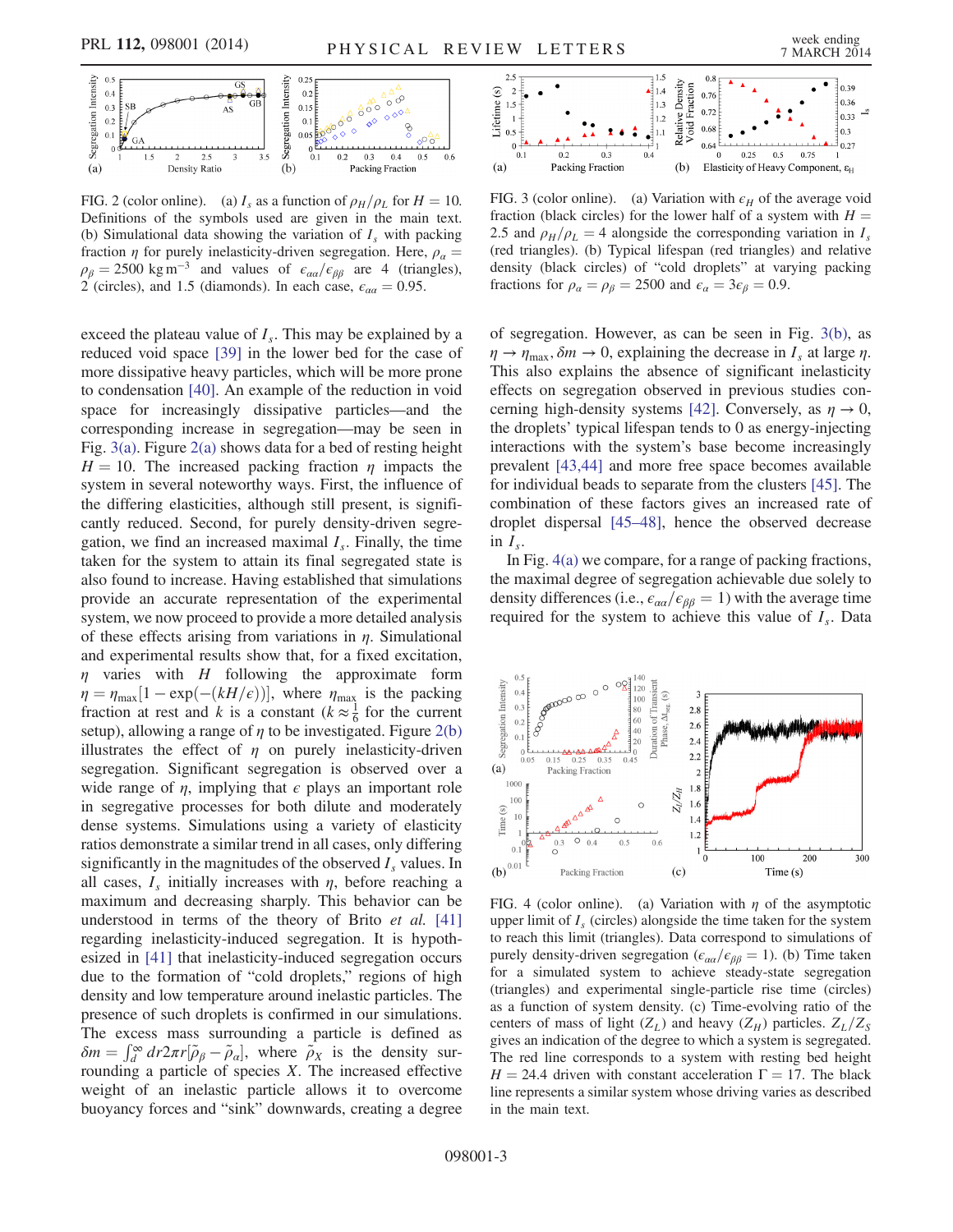FIG. 2 (color online). (a) $I_s$ as a function of $\rho_H/\rho_L$ for $H = 10$. Definitions of the symbols used are given in the main text. (b) Simulational data showing the variation of $I_s$ with packing fraction $\eta$ for purely inelasticity-driven segregation. Here, $\rho_\alpha = \rho_\beta = 2500\ \mathrm{kg\,m^{-3}}$ and values of $\epsilon_{\alpha\alpha}/\epsilon_{\beta\beta}$ are 4 (triangles), 2 (circles), and 1.5 (diamonds). In each case, $\epsilon_{\alpha\alpha} = 0.95$.

FIG. 3 (color online). (a) Variation with $\epsilon_H$ of the average void fraction (black circles) for the lower half of a system with $H = 2.5$ and $\rho_H/\rho_L = 4$ alongside the corresponding variation in $I_s$ (red triangles). (b) Typical lifespan (red triangles) and relative density (black circles) of "cold droplets" at varying packing fractions for $\rho_\alpha = \rho_\beta = 2500$ and $\epsilon_\alpha = 3\epsilon_\beta = 0.9$.

exceed the plateau value of $I_s$. This may be explained by a reduced void space [39] in the lower bed for the case of more dissipative heavy particles, which will be more prone to condensation [40]. An example of the reduction in void space for increasingly dissipative particles—and the corresponding increase in segregation—may be seen in Fig. 3(a). Figure 2(a) shows data for a bed of resting height $H = 10$. The increased packing fraction $\eta$ impacts the system in several noteworthy ways. First, the influence of the differing elasticities, although still present, is significantly reduced. Second, for purely density-driven segregation, we find an increased maximal $I_s$. Finally, the time taken for the system to attain its final segregated state is also found to increase. Having established that simulations provide an accurate representation of the experimental system, we now proceed to provide a more detailed analysis of these effects arising from variations in $\eta$. Simulational and experimental results show that, for a fixed excitation, $\eta$ varies with $H$ following the approximate form $\eta = \eta_{\max}[1 - \exp(-(kH/\epsilon))]$, where $\eta_{\max}$ is the packing fraction at rest and $k$ is a constant ($k \approx \frac{1}{6}$ for the current setup), allowing a range of $\eta$ to be investigated. Figure 2(b) illustrates the effect of $\eta$ on purely inelasticity-driven segregation. Significant segregation is observed over a wide range of $\eta$, implying that $\epsilon$ plays an important role in segregative processes for both dilute and moderately dense systems. Simulations using a variety of elasticity ratios demonstrate a similar trend in all cases, only differing significantly in the magnitudes of the observed $I_s$ values. In all cases, $I_s$ initially increases with $\eta$, before reaching a maximum and decreasing sharply. This behavior can be understood in terms of the theory of Brito *et al.* [41] regarding inelasticity-induced segregation. It is hypothesized in [41] that inelasticity-induced segregation occurs due to the formation of "cold droplets," regions of high density and low temperature around inelastic particles. The presence of such droplets is confirmed in our simulations. The excess mass surrounding a particle is defined as $\delta m = \int_d^\infty dr 2\pi r[\tilde{\rho}_\beta - \tilde{\rho}_\alpha]$, where $\tilde{\rho}_X$ is the density surrounding a particle of species $X$. The increased effective weight of an inelastic particle allows it to overcome buoyancy forces and "sink" downwards, creating a degree of segregation. However, as can be seen in Fig. 3(b), as $\eta \to \eta_{\max}$, $\delta m \to 0$, explaining the decrease in $I_s$ at large $\eta$. This also explains the absence of significant inelasticity effects on segregation observed in previous studies concerning high-density systems [42]. Conversely, as $\eta \to 0$, the droplets' typical lifespan tends to 0 as energy-injecting interactions with the system's base become increasingly prevalent [43,44] and more free space becomes available for individual beads to separate from the clusters [45]. The combination of these factors gives an increased rate of droplet dispersal [45–48], hence the observed decrease in $I_s$.

In Fig. 4(a) we compare, for a range of packing fractions, the maximal degree of segregation achievable due solely to density differences (i.e., $\epsilon_{\alpha\alpha}/\epsilon_{\beta\beta} = 1$) with the average time required for the system to achieve this value of $I_s$. Data

FIG. 4 (color online). (a) Variation with $\eta$ of the asymptotic upper limit of $I_s$ (circles) alongside the time taken for the system to reach this limit (triangles). Data correspond to simulations of purely density-driven segregation ($\epsilon_{\alpha\alpha}/\epsilon_{\beta\beta} = 1$). (b) Time taken for a simulated system to achieve steady-state segregation (triangles) and experimental single-particle rise time (circles) as a function of system density. (c) Time-evolving ratio of the centers of mass of light ($Z_L$) and heavy ($Z_H$) particles. $Z_L/Z_S$ gives an indication of the degree to which a system is segregated. The red line corresponds to a system with resting bed height $H = 24.4$ driven with constant acceleration $\Gamma = 17$. The black line represents a similar system whose driving varies as described in the main text.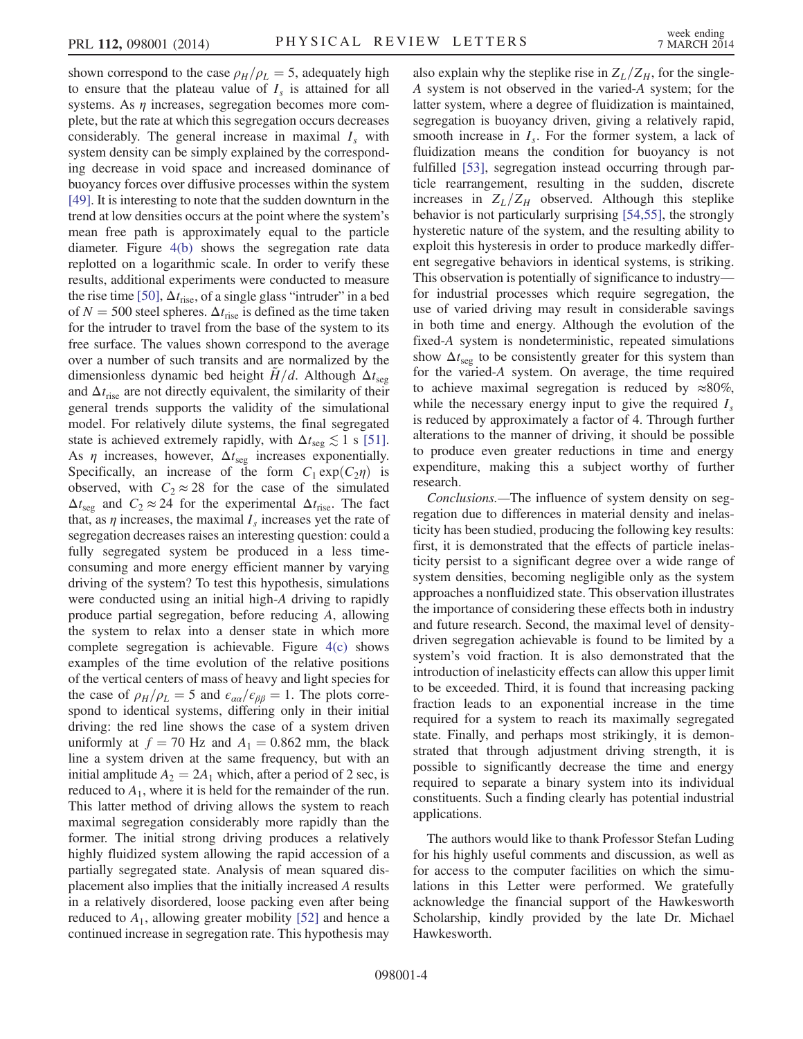shown correspond to the case $\rho_H/\rho_L = 5$, adequately high to ensure that the plateau value of $I_s$ is attained for all systems. As $\eta$ increases, segregation becomes more complete, but the rate at which this segregation occurs decreases considerably. The general increase in maximal $I_s$ with system density can be simply explained by the corresponding decrease in void space and increased dominance of buoyancy forces over diffusive processes within the system [49]. It is interesting to note that the sudden downturn in the trend at low densities occurs at the point where the system's mean free path is approximately equal to the particle diameter. Figure 4(b) shows the segregation rate data replotted on a logarithmic scale. In order to verify these results, additional experiments were conducted to measure the rise time [50], $\Delta t_{\rm rise}$, of a single glass "intruder" in a bed of $N = 500$ steel spheres. $\Delta t_{\rm rise}$ is defined as the time taken for the intruder to travel from the base of the system to its free surface. The values shown correspond to the average over a number of such transits and are normalized by the dimensionless dynamic bed height $\tilde{H}/d$. Although $\Delta t_{\rm seg}$ and $\Delta t_{\rm rise}$ are not directly equivalent, the similarity of their general trends supports the validity of the simulational model. For relatively dilute systems, the final segregated state is achieved extremely rapidly, with $\Delta t_{\rm seg} \lesssim 1$ s [51]. As $\eta$ increases, however, $\Delta t_{\rm seg}$ increases exponentially. Specifically, an increase of the form $C_1 \exp(C_2\eta)$ is observed, with $C_2 \approx 28$ for the case of the simulated $\Delta t_{\rm seg}$ and $C_2 \approx 24$ for the experimental $\Delta t_{\rm rise}$. The fact that, as $\eta$ increases, the maximal $I_s$ increases yet the rate of segregation decreases raises an interesting question: could a fully segregated system be produced in a less time-consuming and more energy efficient manner by varying driving of the system? To test this hypothesis, simulations were conducted using an initial high-$A$ driving to rapidly produce partial segregation, before reducing $A$, allowing the system to relax into a denser state in which more complete segregation is achievable. Figure 4(c) shows examples of the time evolution of the relative positions of the vertical centers of mass of heavy and light species for the case of $\rho_H/\rho_L = 5$ and $\epsilon_{\alpha\alpha}/\epsilon_{\beta\beta} = 1$. The plots correspond to identical systems, differing only in their initial driving: the red line shows the case of a system driven uniformly at $f = 70$ Hz and $A_1 = 0.862$ mm, the black line a system driven at the same frequency, but with an initial amplitude $A_2 = 2A_1$ which, after a period of 2 sec, is reduced to $A_1$, where it is held for the remainder of the run. This latter method of driving allows the system to reach maximal segregation considerably more rapidly than the former. The initial strong driving produces a relatively highly fluidized system allowing the rapid accession of a partially segregated state. Analysis of mean squared displacement also implies that the initially increased $A$ results in a relatively disordered, loose packing even after being reduced to $A_1$, allowing greater mobility [52] and hence a continued increase in segregation rate. This hypothesis may also explain why the steplike rise in $Z_L/Z_H$, for the single-$A$ system is not observed in the varied-$A$ system; for the latter system, where a degree of fluidization is maintained, segregation is buoyancy driven, giving a relatively rapid, smooth increase in $I_s$. For the former system, a lack of fluidization means the condition for buoyancy is not fulfilled [53], segregation instead occurring through particle rearrangement, resulting in the sudden, discrete increases in $Z_L/Z_H$ observed. Although this steplike behavior is not particularly surprising [54,55], the strongly hysteretic nature of the system, and the resulting ability to exploit this hysteresis in order to produce markedly different segregative behaviors in identical systems, is striking. This observation is potentially of significance to industry—for industrial processes which require segregation, the use of varied driving may result in considerable savings in both time and energy. Although the evolution of the fixed-$A$ system is nondeterministic, repeated simulations show $\Delta t_{\rm seg}$ to be consistently greater for this system than for the varied-$A$ system. On average, the time required to achieve maximal segregation is reduced by $\approx 80\%$, while the necessary energy input to give the required $I_s$ is reduced by approximately a factor of 4. Through further alterations to the manner of driving, it should be possible to produce even greater reductions in time and energy expenditure, making this a subject worthy of further research.

*Conclusions.*—The influence of system density on segregation due to differences in material density and inelasticity has been studied, producing the following key results: first, it is demonstrated that the effects of particle inelasticity persist to a significant degree over a wide range of system densities, becoming negligible only as the system approaches a nonfluidized state. This observation illustrates the importance of considering these effects both in industry and future research. Second, the maximal level of density-driven segregation achievable is found to be limited by a system's void fraction. It is also demonstrated that the introduction of inelasticity effects can allow this upper limit to be exceeded. Third, it is found that increasing packing fraction leads to an exponential increase in the time required for a system to reach its maximally segregated state. Finally, and perhaps most strikingly, it is demonstrated that through adjustment driving strength, it is possible to significantly decrease the time and energy required to separate a binary system into its individual constituents. Such a finding clearly has potential industrial applications.

The authors would like to thank Professor Stefan Luding for his highly useful comments and discussion, as well as for access to the computer facilities on which the simulations in this Letter were performed. We gratefully acknowledge the financial support of the Hawkesworth Scholarship, kindly provided by the late Dr. Michael Hawkesworth.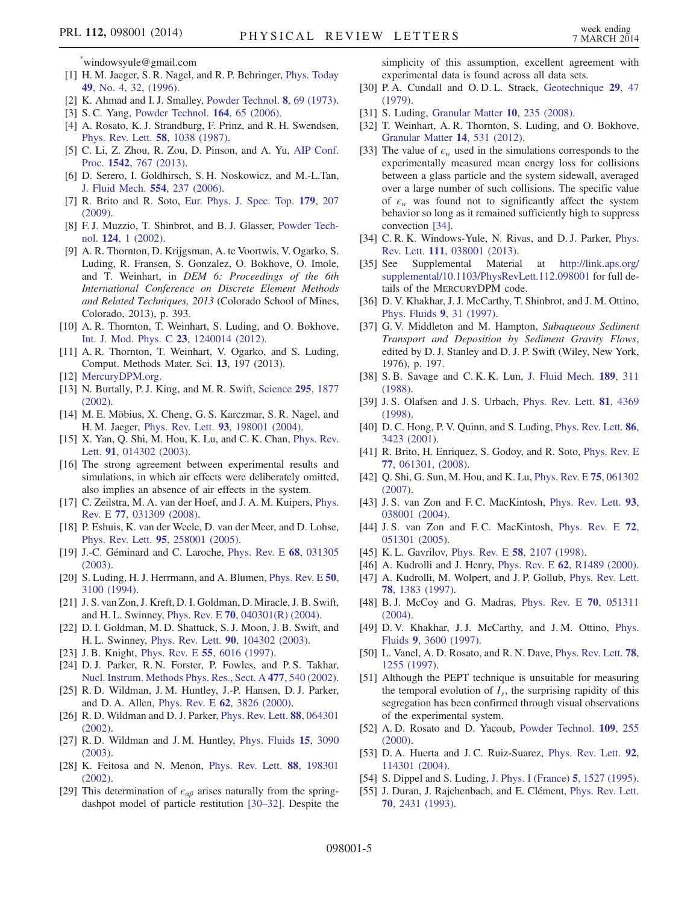[*]windowsyule@gmail.com

[1] H. M. Jaeger, S. R. Nagel, and R. P. Behringer, Phys. Today **49**, No. 4, 32, (1996).

[2] K. Ahmad and I. J. Smalley, Powder Technol. **8**, 69 (1973).

[3] S. C. Yang, Powder Technol. **164**, 65 (2006).

[4] A. Rosato, K. J. Strandburg, F. Prinz, and R. H. Swendsen, Phys. Rev. Lett. **58**, 1038 (1987).

[5] C. Li, Z. Zhou, R. Zou, D. Pinson, and A. Yu, AIP Conf. Proc. **1542**, 767 (2013).

[6] D. Serero, I. Goldhirsch, S. H. Noskowicz, and M.-L.Tan, J. Fluid Mech. **554**, 237 (2006).

[7] R. Brito and R. Soto, Eur. Phys. J. Spec. Top. **179**, 207 (2009).

[8] F. J. Muzzio, T. Shinbrot, and B. J. Glasser, Powder Technol. **124**, 1 (2002).

[9] A. R. Thornton, D. Krijgsman, A. te Voortwis, V. Ogarko, S. Luding, R. Fransen, S. Gonzalez, O. Bokhove, O. Imole, and T. Weinhart, in *DEM 6: Proceedings of the 6th International Conference on Discrete Element Methods and Related Techniques, 2013* (Colorado School of Mines, Colorado, 2013), p. 393.

[10] A. R. Thornton, T. Weinhart, S. Luding, and O. Bokhove, Int. J. Mod. Phys. C **23**, 1240014 (2012).

[11] A. R. Thornton, T. Weinhart, V. Ogarko, and S. Luding, Comput. Methods Mater. Sci. **13**, 197 (2013).

[12] MercuryDPM.org.

[13] N. Burtally, P. J. King, and M. R. Swift, Science **295**, 1877 (2002).

[14] M. E. Möbius, X. Cheng, G. S. Karczmar, S. R. Nagel, and H. M. Jaeger, Phys. Rev. Lett. **93**, 198001 (2004).

[15] X. Yan, Q. Shi, M. Hou, K. Lu, and C. K. Chan, Phys. Rev. Lett. **91**, 014302 (2003).

[16] The strong agreement between experimental results and simulations, in which air effects were deliberately omitted, also implies an absence of air effects in the system.

[17] C. Zeilstra, M. A. van der Hoef, and J. A. M. Kuipers, Phys. Rev. E **77**, 031309 (2008).

[18] P. Eshuis, K. van der Weele, D. van der Meer, and D. Lohse, Phys. Rev. Lett. **95**, 258001 (2005).

[19] J.-C. Géminard and C. Laroche, Phys. Rev. E **68**, 031305 (2003).

[20] S. Luding, H. J. Herrmann, and A. Blumen, Phys. Rev. E **50**, 3100 (1994).

[21] J. S. van Zon, J. Kreft, D. I. Goldman, D. Miracle, J. B. Swift, and H. L. Swinney, Phys. Rev. E **70**, 040301(R) (2004).

[22] D. I. Goldman, M. D. Shattuck, S. J. Moon, J. B. Swift, and H. L. Swinney, Phys. Rev. Lett. **90**, 104302 (2003).

[23] J. B. Knight, Phys. Rev. E **55**, 6016 (1997).

[24] D. J. Parker, R. N. Forster, P. Fowles, and P. S. Takhar, Nucl. Instrum. Methods Phys. Res., Sect. A **477**, 540 (2002).

[25] R. D. Wildman, J. M. Huntley, J.-P. Hansen, D. J. Parker, and D. A. Allen, Phys. Rev. E **62**, 3826 (2000).

[26] R. D. Wildman and D. J. Parker, Phys. Rev. Lett. **88**, 064301 (2002).

[27] R. D. Wildman and J. M. Huntley, Phys. Fluids **15**, 3090 (2003).

[28] K. Feitosa and N. Menon, Phys. Rev. Lett. **88**, 198301 (2002).

[29] This determination of $\epsilon_{\alpha\beta}$ arises naturally from the spring-dashpot model of particle restitution [30–32]. Despite the simplicity of this assumption, excellent agreement with experimental data is found across all data sets.

[30] P. A. Cundall and O. D. L. Strack, Geotechnique **29**, 47 (1979).

[31] S. Luding, Granular Matter **10**, 235 (2008).

[32] T. Weinhart, A. R. Thornton, S. Luding, and O. Bokhove, Granular Matter **14**, 531 (2012).

[33] The value of $\epsilon_w$ used in the simulations corresponds to the experimentally measured mean energy loss for collisions between a glass particle and the system sidewall, averaged over a large number of such collisions. The specific value of $\epsilon_w$ was found not to significantly affect the system behavior so long as it remained sufficiently high to suppress convection [34].

[34] C. R. K. Windows-Yule, N. Rivas, and D. J. Parker, Phys. Rev. Lett. **111**, 038001 (2013).

[35] See Supplemental Material at http://link.aps.org/supplemental/10.1103/PhysRevLett.112.098001 for full details of the MercuryDPM code.

[36] D. V. Khakhar, J. J. McCarthy, T. Shinbrot, and J. M. Ottino, Phys. Fluids **9**, 31 (1997).

[37] G. V. Middleton and M. Hampton, *Subaqueous Sediment Transport and Deposition by Sediment Gravity Flows*, edited by D. J. Stanley and D. J. P. Swift (Wiley, New York, 1976), p. 197.

[38] S. B. Savage and C. K. K. Lun, J. Fluid Mech. **189**, 311 (1988).

[39] J. S. Olafsen and J. S. Urbach, Phys. Rev. Lett. **81**, 4369 (1998).

[40] D. C. Hong, P. V. Quinn, and S. Luding, Phys. Rev. Lett. **86**, 3423 (2001).

[41] R. Brito, H. Enriquez, S. Godoy, and R. Soto, Phys. Rev. E **77**, 061301, (2008).

[42] Q. Shi, G. Sun, M. Hou, and K. Lu, Phys. Rev. E **75**, 061302 (2007).

[43] J. S. van Zon and F. C. MacKintosh, Phys. Rev. Lett. **93**, 038001 (2004).

[44] J. S. van Zon and F. C. MacKintosh, Phys. Rev. E **72**, 051301 (2005).

[45] K. L. Gavrilov, Phys. Rev. E **58**, 2107 (1998).

[46] A. Kudrolli and J. Henry, Phys. Rev. E **62**, R1489 (2000).

[47] A. Kudrolli, M. Wolpert, and J. P. Gollub, Phys. Rev. Lett. **78**, 1383 (1997).

[48] B. J. McCoy and G. Madras, Phys. Rev. E **70**, 051311 (2004).

[49] D. V. Khakhar, J. J. McCarthy, and J. M. Ottino, Phys. Fluids **9**, 3600 (1997).

[50] L. Vanel, A. D. Rosato, and R. N. Dave, Phys. Rev. Lett. **78**, 1255 (1997).

[51] Although the PEPT technique is unsuitable for measuring the temporal evolution of $I_s$, the surprising rapidity of this segregation has been confirmed through visual observations of the experimental system.

[52] A. D. Rosato and D. Yacoub, Powder Technol. **109**, 255 (2000).

[53] D. A. Huerta and J. C. Ruiz-Suarez, Phys. Rev. Lett. **92**, 114301 (2004).

[54] S. Dippel and S. Luding, J. Phys. I (France) **5**, 1527 (1995).

[55] J. Duran, J. Rajchenbach, and E. Clément, Phys. Rev. Lett. **70**, 2431 (1993).